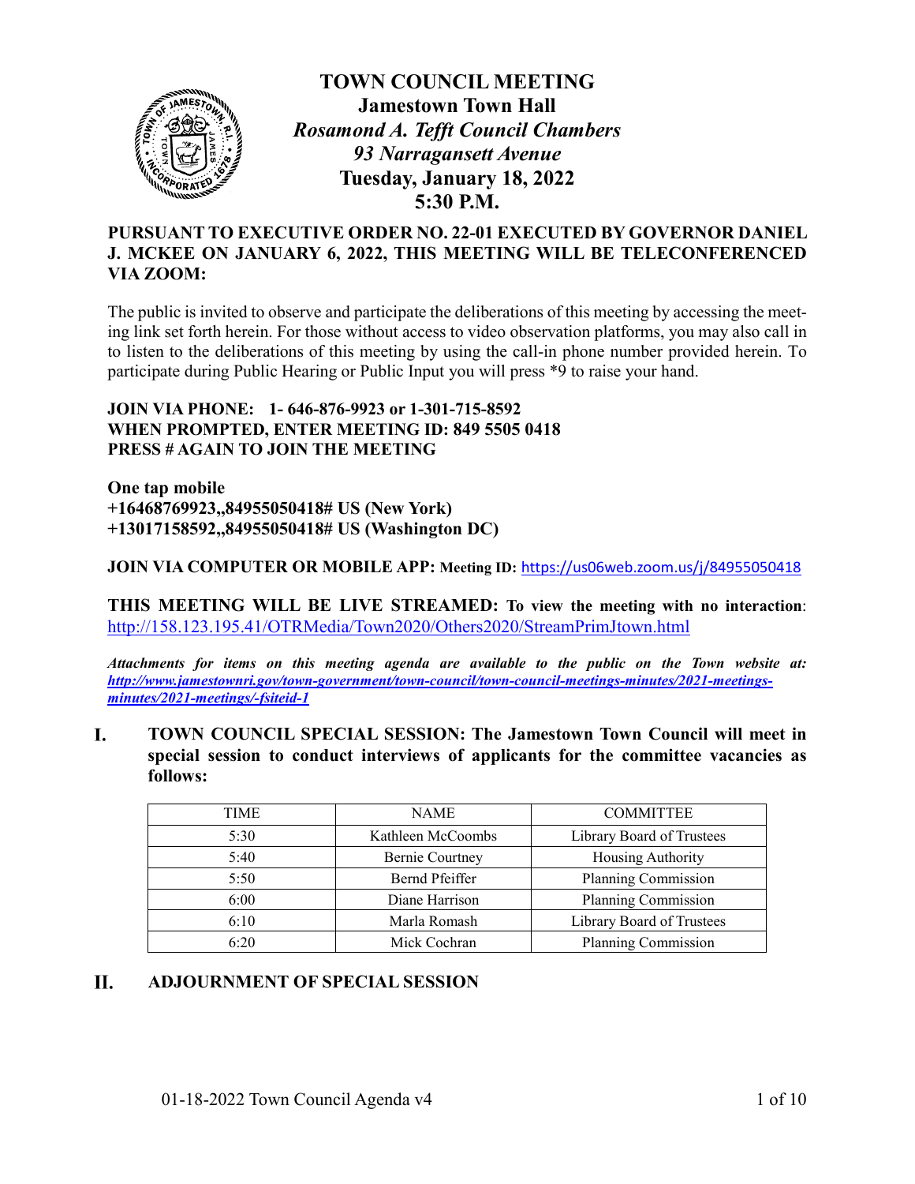# TOWN COUNCIL MEETING

**Jamestown Town Hall**
***Rosamond A. Tefft Council Chambers***
***93 Narragansett Avenue***
**Tuesday, January 18, 2022**
**5:30 P.M.**

**PURSUANT TO EXECUTIVE ORDER NO. 22-01 EXECUTED BY GOVERNOR DANIEL J. MCKEE ON JANUARY 6, 2022, THIS MEETING WILL BE TELECONFERENCED VIA ZOOM:**

The public is invited to observe and participate the deliberations of this meeting by accessing the meeting link set forth herein. For those without access to video observation platforms, you may also call in to listen to the deliberations of this meeting by using the call-in phone number provided herein. To participate during Public Hearing or Public Input you will press *9 to raise your hand.

**JOIN VIA PHONE: 1- 646-876-9923 or 1-301-715-8592**
**WHEN PROMPTED, ENTER MEETING ID: 849 5505 0418**
**PRESS # AGAIN TO JOIN THE MEETING**

**One tap mobile**
**+16468769923,,84955050418# US (New York)**
**+13017158592,,84955050418# US (Washington DC)**

**JOIN VIA COMPUTER OR MOBILE APP: Meeting ID:** https://us06web.zoom.us/j/84955050418

**THIS MEETING WILL BE LIVE STREAMED: To view the meeting with no interaction**: http://158.123.195.41/OTRMedia/Town2020/Others2020/StreamPrimJtown.html

***Attachments for items on this meeting agenda are available to the public on the Town website at: http://www.jamestownri.gov/town-government/town-council/town-council-meetings-minutes/2021-meetings-minutes/2021-meetings/-fsiteid-1***

## I. TOWN COUNCIL SPECIAL SESSION: The Jamestown Town Council will meet in special session to conduct interviews of applicants for the committee vacancies as follows:

| TIME | NAME | COMMITTEE |
|---|---|---|
| 5:30 | Kathleen McCoombs | Library Board of Trustees |
| 5:40 | Bernie Courtney | Housing Authority |
| 5:50 | Bernd Pfeiffer | Planning Commission |
| 6:00 | Diane Harrison | Planning Commission |
| 6:10 | Marla Romash | Library Board of Trustees |
| 6:20 | Mick Cochran | Planning Commission |

## II. ADJOURNMENT OF SPECIAL SESSION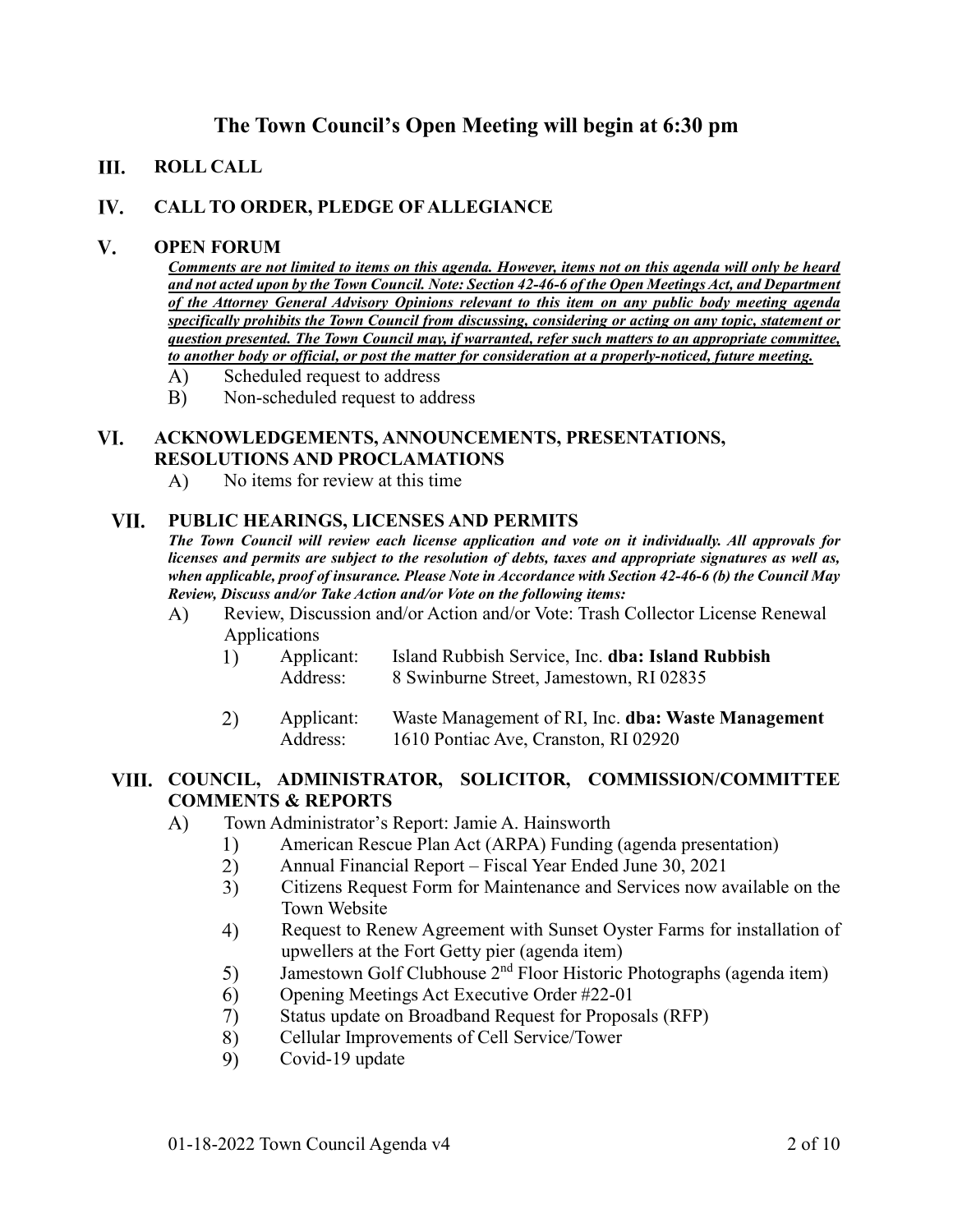# The Town Council's Open Meeting will begin at 6:30 pm

## III. ROLL CALL

## IV. CALL TO ORDER, PLEDGE OF ALLEGIANCE

## V. OPEN FORUM

***Comments are not limited to items on this agenda. However, items not on this agenda will only be heard and not acted upon by the Town Council. Note: Section 42-46-6 of the Open Meetings Act, and Department of the Attorney General Advisory Opinions relevant to this item on any public body meeting agenda specifically prohibits the Town Council from discussing, considering or acting on any topic, statement or question presented. The Town Council may, if warranted, refer such matters to an appropriate committee, to another body or official, or post the matter for consideration at a properly-noticed, future meeting.***

A) Scheduled request to address

B) Non-scheduled request to address

## VI. ACKNOWLEDGEMENTS, ANNOUNCEMENTS, PRESENTATIONS, RESOLUTIONS AND PROCLAMATIONS

A) No items for review at this time

## VII. PUBLIC HEARINGS, LICENSES AND PERMITS

***The Town Council will review each license application and vote on it individually. All approvals for licenses and permits are subject to the resolution of debts, taxes and appropriate signatures as well as, when applicable, proof of insurance. Please Note in Accordance with Section 42-46-6 (b) the Council May Review, Discuss and/or Take Action and/or Vote on the following items:***

A) Review, Discussion and/or Action and/or Vote: Trash Collector License Renewal Applications

1) Applicant: Island Rubbish Service, Inc. **dba: Island Rubbish**
   Address: 8 Swinburne Street, Jamestown, RI 02835

2) Applicant: Waste Management of RI, Inc. **dba: Waste Management**
   Address: 1610 Pontiac Ave, Cranston, RI 02920

## VIII. COUNCIL, ADMINISTRATOR, SOLICITOR, COMMISSION/COMMITTEE COMMENTS & REPORTS

A) Town Administrator's Report: Jamie A. Hainsworth

1) American Rescue Plan Act (ARPA) Funding (agenda presentation)
2) Annual Financial Report – Fiscal Year Ended June 30, 2021
3) Citizens Request Form for Maintenance and Services now available on the Town Website
4) Request to Renew Agreement with Sunset Oyster Farms for installation of upwellers at the Fort Getty pier (agenda item)
5) Jamestown Golf Clubhouse 2nd Floor Historic Photographs (agenda item)
6) Opening Meetings Act Executive Order #22-01
7) Status update on Broadband Request for Proposals (RFP)
8) Cellular Improvements of Cell Service/Tower
9) Covid-19 update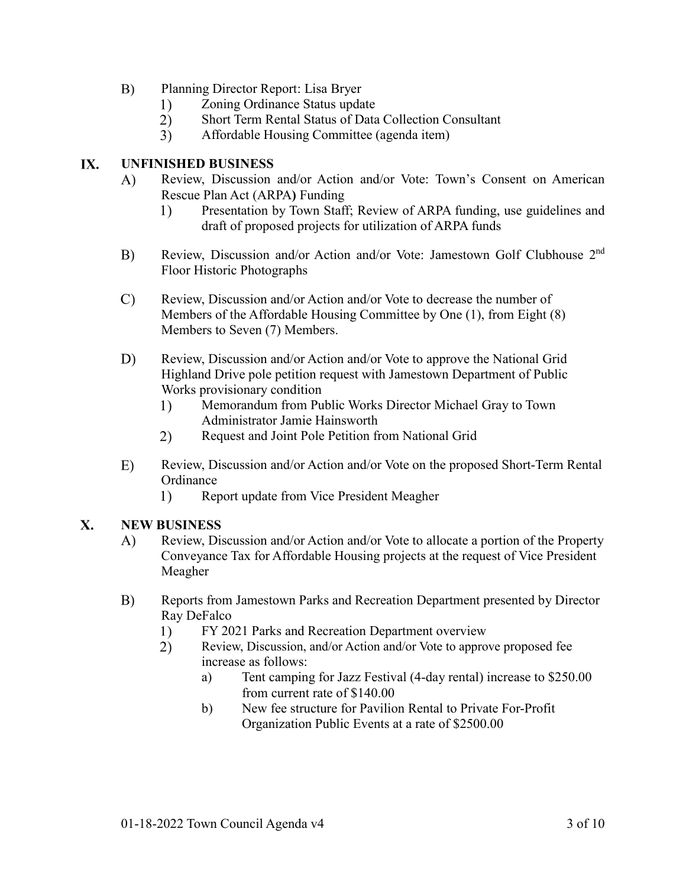B) Planning Director Report: Lisa Bryer
   1) Zoning Ordinance Status update
   2) Short Term Rental Status of Data Collection Consultant
   3) Affordable Housing Committee (agenda item)

## IX. UNFINISHED BUSINESS

A) Review, Discussion and/or Action and/or Vote: Town's Consent on American Rescue Plan Act (ARPA**)** Funding
   1) Presentation by Town Staff; Review of ARPA funding, use guidelines and draft of proposed projects for utilization of ARPA funds

B) Review, Discussion and/or Action and/or Vote: Jamestown Golf Clubhouse 2nd Floor Historic Photographs

C) Review, Discussion and/or Action and/or Vote to decrease the number of Members of the Affordable Housing Committee by One (1), from Eight (8) Members to Seven (7) Members.

D) Review, Discussion and/or Action and/or Vote to approve the National Grid Highland Drive pole petition request with Jamestown Department of Public Works provisionary condition
   1) Memorandum from Public Works Director Michael Gray to Town Administrator Jamie Hainsworth
   2) Request and Joint Pole Petition from National Grid

E) Review, Discussion and/or Action and/or Vote on the proposed Short-Term Rental Ordinance
   1) Report update from Vice President Meagher

## X. NEW BUSINESS

A) Review, Discussion and/or Action and/or Vote to allocate a portion of the Property Conveyance Tax for Affordable Housing projects at the request of Vice President Meagher

B) Reports from Jamestown Parks and Recreation Department presented by Director Ray DeFalco
   1) FY 2021 Parks and Recreation Department overview
   2) Review, Discussion, and/or Action and/or Vote to approve proposed fee increase as follows:
      a) Tent camping for Jazz Festival (4-day rental) increase to $250.00 from current rate of $140.00
      b) New fee structure for Pavilion Rental to Private For-Profit Organization Public Events at a rate of $2500.00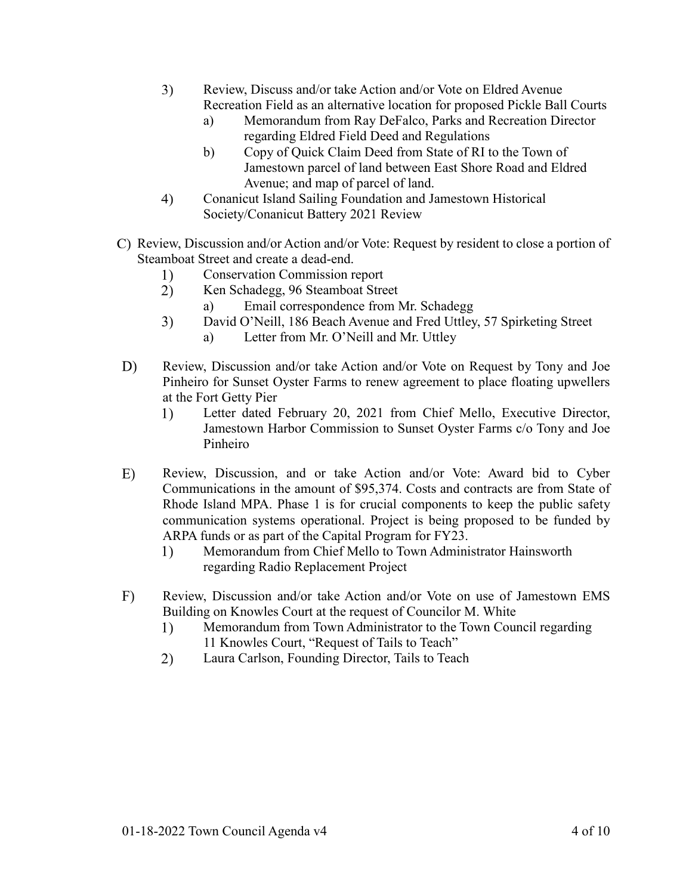3) Review, Discuss and/or take Action and/or Vote on Eldred Avenue Recreation Field as an alternative location for proposed Pickle Ball Courts
    a) Memorandum from Ray DeFalco, Parks and Recreation Director regarding Eldred Field Deed and Regulations
    b) Copy of Quick Claim Deed from State of RI to the Town of Jamestown parcel of land between East Shore Road and Eldred Avenue; and map of parcel of land.
4) Conanicut Island Sailing Foundation and Jamestown Historical Society/Conanicut Battery 2021 Review

C) Review, Discussion and/or Action and/or Vote: Request by resident to close a portion of Steamboat Street and create a dead-end.
    1) Conservation Commission report
    2) Ken Schadegg, 96 Steamboat Street
        a) Email correspondence from Mr. Schadegg
    3) David O'Neill, 186 Beach Avenue and Fred Uttley, 57 Spirketing Street
        a) Letter from Mr. O'Neill and Mr. Uttley

D) Review, Discussion and/or take Action and/or Vote on Request by Tony and Joe Pinheiro for Sunset Oyster Farms to renew agreement to place floating upwellers at the Fort Getty Pier
    1) Letter dated February 20, 2021 from Chief Mello, Executive Director, Jamestown Harbor Commission to Sunset Oyster Farms c/o Tony and Joe Pinheiro

E) Review, Discussion, and or take Action and/or Vote: Award bid to Cyber Communications in the amount of $95,374. Costs and contracts are from State of Rhode Island MPA. Phase 1 is for crucial components to keep the public safety communication systems operational. Project is being proposed to be funded by ARPA funds or as part of the Capital Program for FY23.
    1) Memorandum from Chief Mello to Town Administrator Hainsworth regarding Radio Replacement Project

F) Review, Discussion and/or take Action and/or Vote on use of Jamestown EMS Building on Knowles Court at the request of Councilor M. White
    1) Memorandum from Town Administrator to the Town Council regarding 11 Knowles Court, "Request of Tails to Teach"
    2) Laura Carlson, Founding Director, Tails to Teach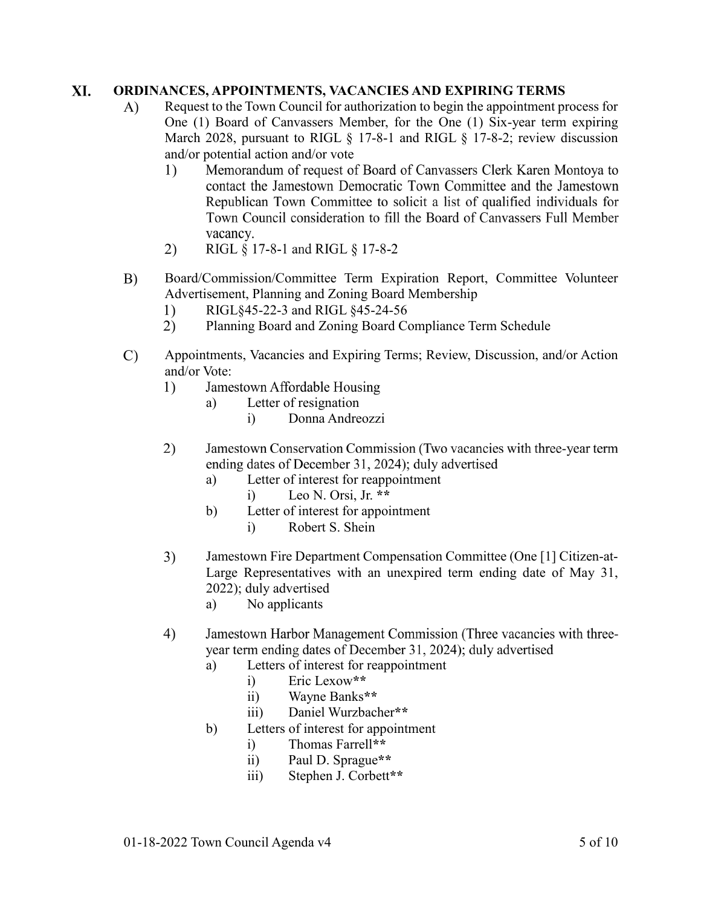## XI. ORDINANCES, APPOINTMENTS, VACANCIES AND EXPIRING TERMS

A) Request to the Town Council for authorization to begin the appointment process for One (1) Board of Canvassers Member, for the One (1) Six-year term expiring March 2028, pursuant to RIGL § 17-8-1 and RIGL § 17-8-2; review discussion and/or potential action and/or vote

   1) Memorandum of request of Board of Canvassers Clerk Karen Montoya to contact the Jamestown Democratic Town Committee and the Jamestown Republican Town Committee to solicit a list of qualified individuals for Town Council consideration to fill the Board of Canvassers Full Member vacancy.
   2) RIGL § 17-8-1 and RIGL § 17-8-2

B) Board/Commission/Committee Term Expiration Report, Committee Volunteer Advertisement, Planning and Zoning Board Membership

   1) RIGL§45-22-3 and RIGL §45-24-56
   2) Planning Board and Zoning Board Compliance Term Schedule

C) Appointments, Vacancies and Expiring Terms; Review, Discussion, and/or Action and/or Vote:

   1) Jamestown Affordable Housing
      a) Letter of resignation
         i) Donna Andreozzi

   2) Jamestown Conservation Commission (Two vacancies with three-year term ending dates of December 31, 2024); duly advertised
      a) Letter of interest for reappointment
         i) Leo N. Orsi, Jr. **
      b) Letter of interest for appointment
         i) Robert S. Shein

   3) Jamestown Fire Department Compensation Committee (One [1] Citizen-at-Large Representatives with an unexpired term ending date of May 31, 2022); duly advertised
      a) No applicants

   4) Jamestown Harbor Management Commission (Three vacancies with three-year term ending dates of December 31, 2024); duly advertised
      a) Letters of interest for reappointment
         i) Eric Lexow**
         ii) Wayne Banks**
         iii) Daniel Wurzbacher**
      b) Letters of interest for appointment
         i) Thomas Farrell**
         ii) Paul D. Sprague**
         iii) Stephen J. Corbett**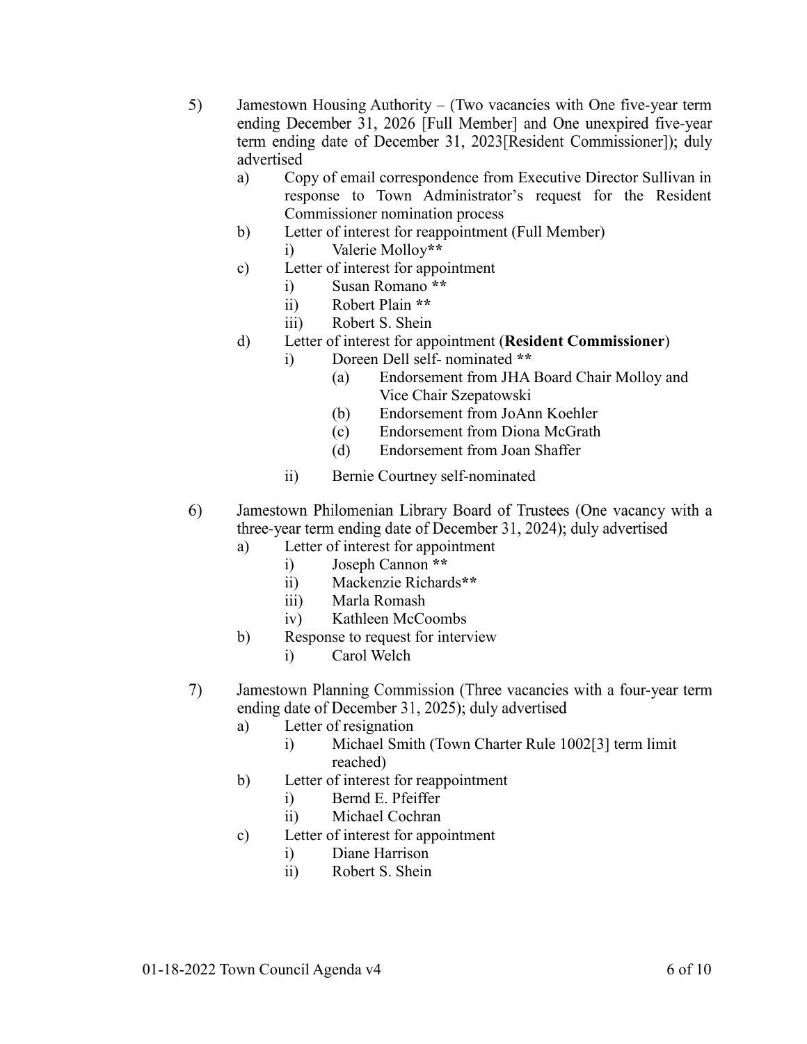5) Jamestown Housing Authority – (Two vacancies with One five-year term ending December 31, 2026 [Full Member] and One unexpired five-year term ending date of December 31, 2023[Resident Commissioner]); duly advertised
   a) Copy of email correspondence from Executive Director Sullivan in response to Town Administrator's request for the Resident Commissioner nomination process
   b) Letter of interest for reappointment (Full Member)
      i) Valerie Molloy**
   c) Letter of interest for appointment
      i) Susan Romano **
      ii) Robert Plain **
      iii) Robert S. Shein
   d) Letter of interest for appointment (**Resident Commissioner**)
      i) Doreen Dell self- nominated **
         (a) Endorsement from JHA Board Chair Molloy and Vice Chair Szepatowski
         (b) Endorsement from JoAnn Koehler
         (c) Endorsement from Diona McGrath
         (d) Endorsement from Joan Shaffer
      ii) Bernie Courtney self-nominated

6) Jamestown Philomenian Library Board of Trustees (One vacancy with a three-year term ending date of December 31, 2024); duly advertised
   a) Letter of interest for appointment
      i) Joseph Cannon **
      ii) Mackenzie Richards**
      iii) Marla Romash
      iv) Kathleen McCoombs
   b) Response to request for interview
      i) Carol Welch

7) Jamestown Planning Commission (Three vacancies with a four-year term ending date of December 31, 2025); duly advertised
   a) Letter of resignation
      i) Michael Smith (Town Charter Rule 1002[3] term limit reached)
   b) Letter of interest for reappointment
      i) Bernd E. Pfeiffer
      ii) Michael Cochran
   c) Letter of interest for appointment
      i) Diane Harrison
      ii) Robert S. Shein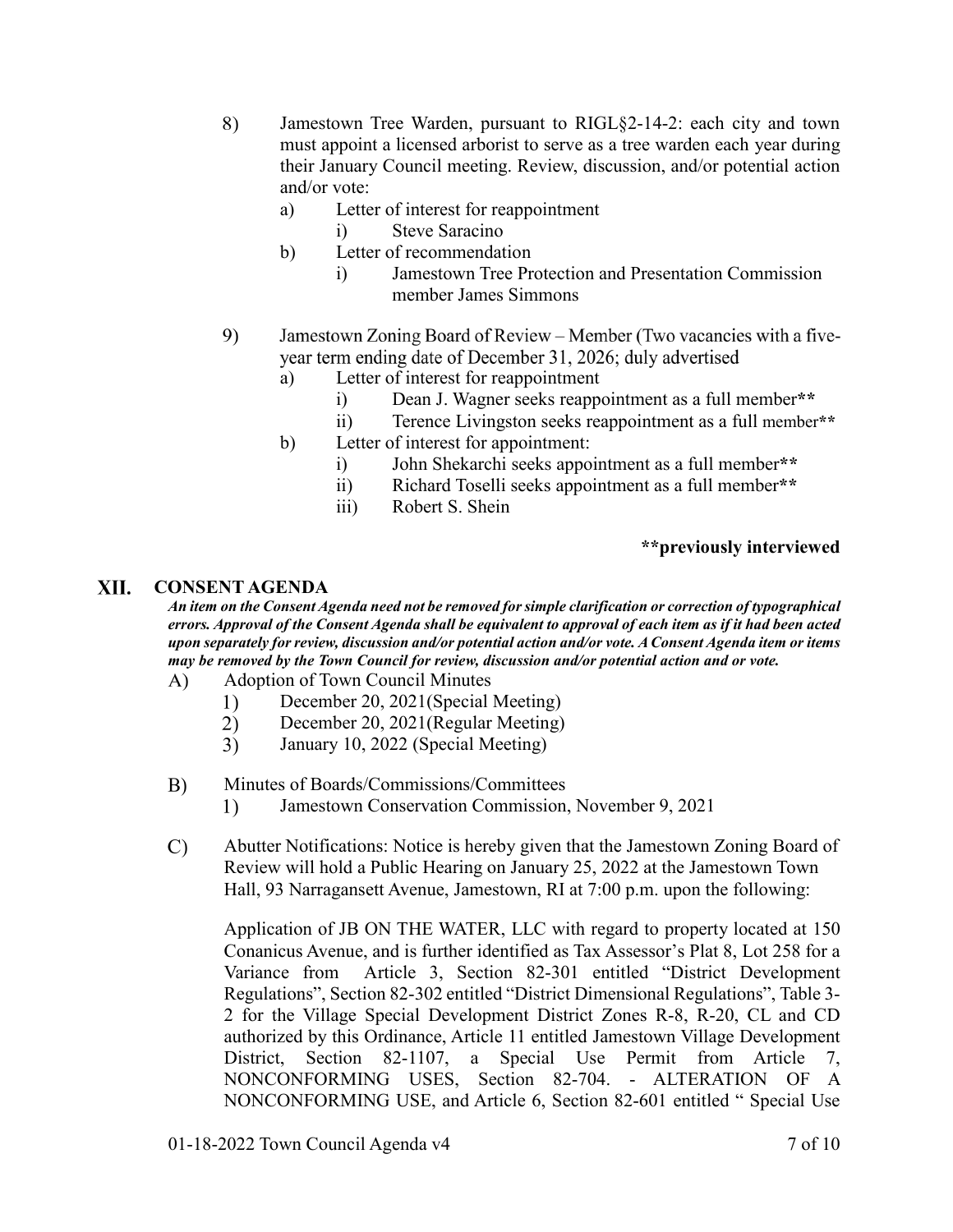8) Jamestown Tree Warden, pursuant to RIGL§2-14-2: each city and town must appoint a licensed arborist to serve as a tree warden each year during their January Council meeting. Review, discussion, and/or potential action and/or vote:
    a) Letter of interest for reappointment
        i) Steve Saracino
    b) Letter of recommendation
        i) Jamestown Tree Protection and Presentation Commission member James Simmons

9) Jamestown Zoning Board of Review – Member (Two vacancies with a five-year term ending date of December 31, 2026; duly advertised
    a) Letter of interest for reappointment
        i) Dean J. Wagner seeks reappointment as a full member**
        ii) Terence Livingston seeks reappointment as a full member**
    b) Letter of interest for appointment:
        i) John Shekarchi seeks appointment as a full member**
        ii) Richard Toselli seeks appointment as a full member**
        iii) Robert S. Shein

**\*\*previously interviewed**

## XII. CONSENT AGENDA

***An item on the Consent Agenda need not be removed for simple clarification or correction of typographical errors. Approval of the Consent Agenda shall be equivalent to approval of each item as if it had been acted upon separately for review, discussion and/or potential action and/or vote. A Consent Agenda item or items may be removed by the Town Council for review, discussion and/or potential action and or vote.***

A) Adoption of Town Council Minutes
    1) December 20, 2021(Special Meeting)
    2) December 20, 2021(Regular Meeting)
    3) January 10, 2022 (Special Meeting)

B) Minutes of Boards/Commissions/Committees
    1) Jamestown Conservation Commission, November 9, 2021

C) Abutter Notifications: Notice is hereby given that the Jamestown Zoning Board of Review will hold a Public Hearing on January 25, 2022 at the Jamestown Town Hall, 93 Narragansett Avenue, Jamestown, RI at 7:00 p.m. upon the following:

    Application of JB ON THE WATER, LLC with regard to property located at 150 Conanicus Avenue, and is further identified as Tax Assessor's Plat 8, Lot 258 for a Variance from Article 3, Section 82-301 entitled "District Development Regulations", Section 82-302 entitled "District Dimensional Regulations", Table 3-2 for the Village Special Development District Zones R-8, R-20, CL and CD authorized by this Ordinance, Article 11 entitled Jamestown Village Development District, Section 82-1107, a Special Use Permit from Article 7, NONCONFORMING USES, Section 82-704. - ALTERATION OF A NONCONFORMING USE, and Article 6, Section 82-601 entitled " Special Use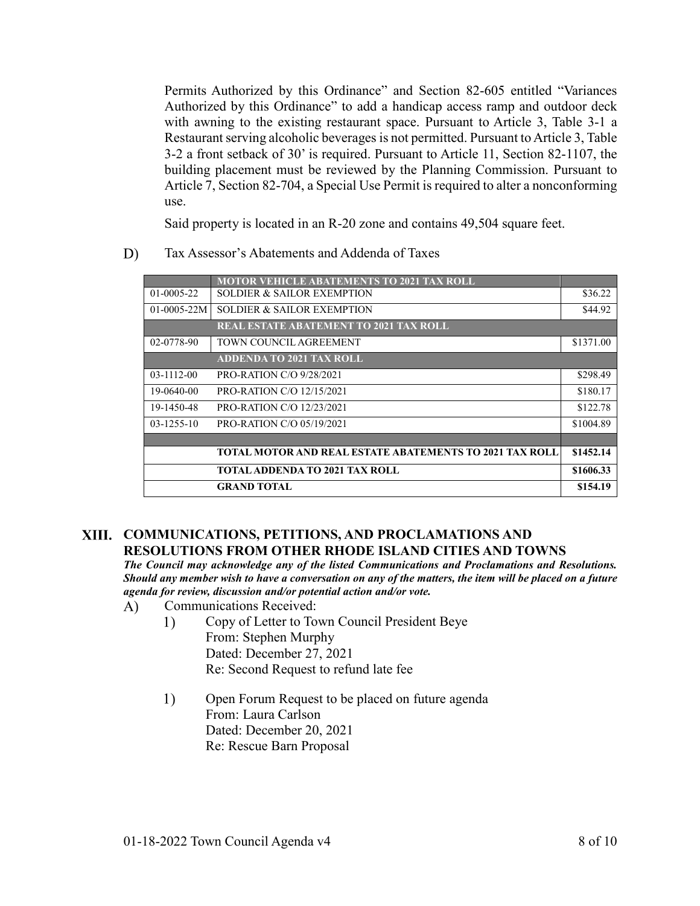Permits Authorized by this Ordinance" and Section 82-605 entitled "Variances Authorized by this Ordinance" to add a handicap access ramp and outdoor deck with awning to the existing restaurant space. Pursuant to Article 3, Table 3-1 a Restaurant serving alcoholic beverages is not permitted. Pursuant to Article 3, Table 3-2 a front setback of 30' is required. Pursuant to Article 11, Section 82-1107, the building placement must be reviewed by the Planning Commission. Pursuant to Article 7, Section 82-704, a Special Use Permit is required to alter a nonconforming use.

Said property is located in an R-20 zone and contains 49,504 square feet.

D) Tax Assessor's Abatements and Addenda of Taxes

| | MOTOR VEHICLE ABATEMENTS TO 2021 TAX ROLL | |
|---|---|---|
| 01-0005-22 | SOLDIER & SAILOR EXEMPTION | $36.22 |
| 01-0005-22M | SOLDIER & SAILOR EXEMPTION | $44.92 |
| | **REAL ESTATE ABATEMENT TO 2021 TAX ROLL** | |
| 02-0778-90 | TOWN COUNCIL AGREEMENT | $1371.00 |
| | **ADDENDA TO 2021 TAX ROLL** | |
| 03-1112-00 | PRO-RATION C/O 9/28/2021 | $298.49 |
| 19-0640-00 | PRO-RATION C/O 12/15/2021 | $180.17 |
| 19-1450-48 | PRO-RATION C/O 12/23/2021 | $122.78 |
| 03-1255-10 | PRO-RATION C/O 05/19/2021 | $1004.89 |
| | | |
| | **TOTAL MOTOR AND REAL ESTATE ABATEMENTS TO 2021 TAX ROLL** | **$1452.14** |
| | **TOTAL ADDENDA TO 2021 TAX ROLL** | **$1606.33** |
| | **GRAND TOTAL** | **$154.19** |

## XIII. COMMUNICATIONS, PETITIONS, AND PROCLAMATIONS AND RESOLUTIONS FROM OTHER RHODE ISLAND CITIES AND TOWNS

***The Council may acknowledge any of the listed Communications and Proclamations and Resolutions. Should any member wish to have a conversation on any of the matters, the item will be placed on a future agenda for review, discussion and/or potential action and/or vote.***

A) Communications Received:

1) Copy of Letter to Town Council President Beye
   From: Stephen Murphy
   Dated: December 27, 2021
   Re: Second Request to refund late fee

1) Open Forum Request to be placed on future agenda
   From: Laura Carlson
   Dated: December 20, 2021
   Re: Rescue Barn Proposal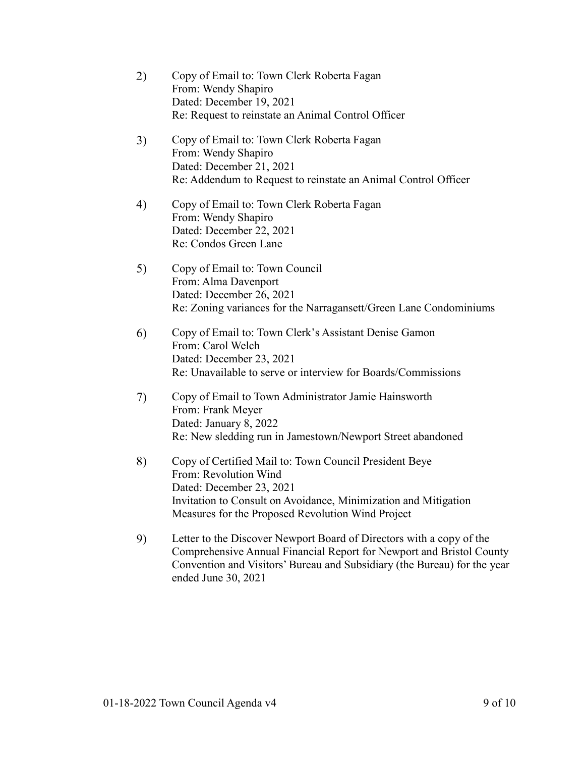2) Copy of Email to: Town Clerk Roberta Fagan
   From: Wendy Shapiro
   Dated: December 19, 2021
   Re: Request to reinstate an Animal Control Officer

3) Copy of Email to: Town Clerk Roberta Fagan
   From: Wendy Shapiro
   Dated: December 21, 2021
   Re: Addendum to Request to reinstate an Animal Control Officer

4) Copy of Email to: Town Clerk Roberta Fagan
   From: Wendy Shapiro
   Dated: December 22, 2021
   Re: Condos Green Lane

5) Copy of Email to: Town Council
   From: Alma Davenport
   Dated: December 26, 2021
   Re: Zoning variances for the Narragansett/Green Lane Condominiums

6) Copy of Email to: Town Clerk's Assistant Denise Gamon
   From: Carol Welch
   Dated: December 23, 2021
   Re: Unavailable to serve or interview for Boards/Commissions

7) Copy of Email to Town Administrator Jamie Hainsworth
   From: Frank Meyer
   Dated: January 8, 2022
   Re: New sledding run in Jamestown/Newport Street abandoned

8) Copy of Certified Mail to: Town Council President Beye
   From: Revolution Wind
   Dated: December 23, 2021
   Invitation to Consult on Avoidance, Minimization and Mitigation Measures for the Proposed Revolution Wind Project

9) Letter to the Discover Newport Board of Directors with a copy of the Comprehensive Annual Financial Report for Newport and Bristol County Convention and Visitors' Bureau and Subsidiary (the Bureau) for the year ended June 30, 2021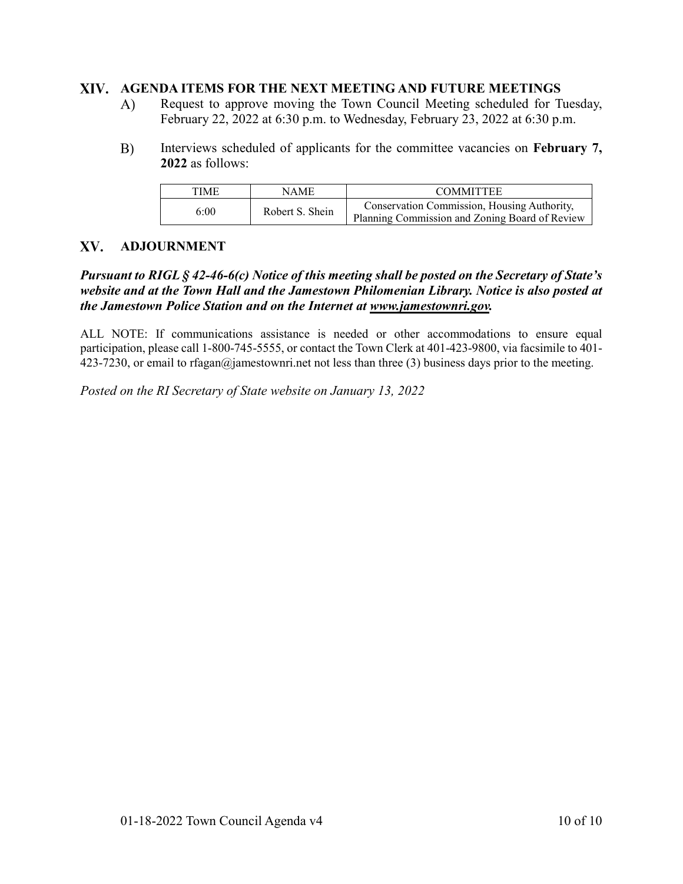## XIV. AGENDA ITEMS FOR THE NEXT MEETING AND FUTURE MEETINGS

A) Request to approve moving the Town Council Meeting scheduled for Tuesday, February 22, 2022 at 6:30 p.m. to Wednesday, February 23, 2022 at 6:30 p.m.

B) Interviews scheduled of applicants for the committee vacancies on **February 7, 2022** as follows:

| TIME | NAME | COMMITTEE |
|---|---|---|
| 6:00 | Robert S. Shein | Conservation Commission, Housing Authority, Planning Commission and Zoning Board of Review |

## XV. ADJOURNMENT

***Pursuant to RIGL § 42-46-6(c) Notice of this meeting shall be posted on the Secretary of State's website and at the Town Hall and the Jamestown Philomenian Library. Notice is also posted at the Jamestown Police Station and on the Internet at www.jamestownri.gov.***

ALL NOTE: If communications assistance is needed or other accommodations to ensure equal participation, please call 1-800-745-5555, or contact the Town Clerk at 401-423-9800, via facsimile to 401-423-7230, or email to rfagan@jamestownri.net not less than three (3) business days prior to the meeting.

*Posted on the RI Secretary of State website on January 13, 2022*